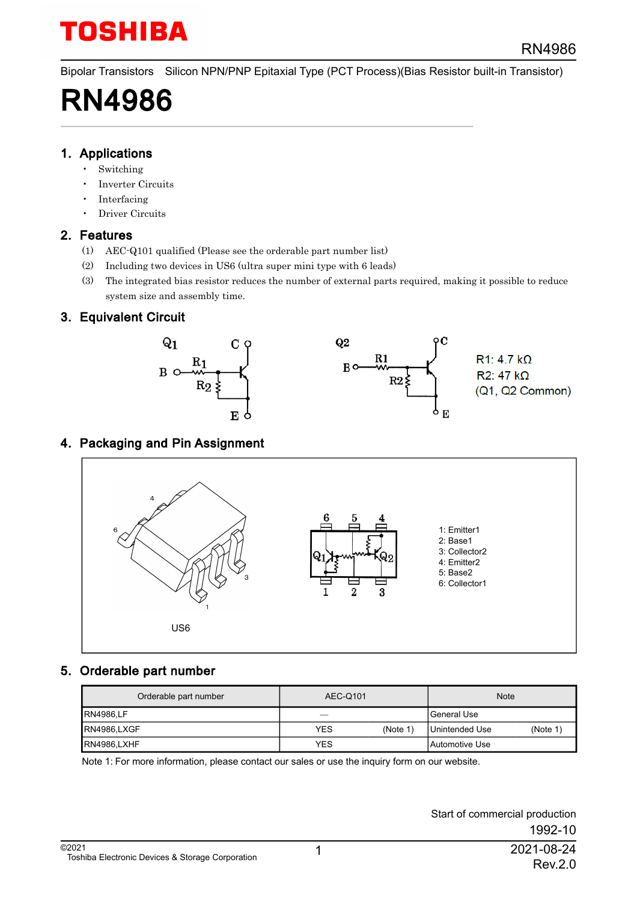Bipolar Transistors Silicon NPN/PNP Epitaxial Type (PCT Process)(Bias Resistor built-in Transistor)

# RN4986

## 1. Applications

- Switching
- Inverter Circuits
- Interfacing
- Driver Circuits

## 2. Features

(1) AEC-Q101 qualified (Please see the orderable part number list)

(2) Including two devices in US6 (ultra super mini type with 6 leads)

(3) The integrated bias resistor reduces the number of external parts required, making it possible to reduce system size and assembly time.

## 3. Equivalent Circuit

R1: 4.7 kΩ
R2: 47 kΩ
(Q1, Q2 Common)

## 4. Packaging and Pin Assignment

US6

1: Emitter1
2: Base1
3: Collector2
4: Emitter2
5: Base2
6: Collector1

## 5. Orderable part number

| Orderable part number | AEC-Q101 | Note |
|---|---|---|
| RN4986,LF | — | General Use |
| RN4986,LXGF | YES (Note 1) | Unintended Use (Note 1) |
| RN4986,LXHF | YES | Automotive Use |

Note 1: For more information, please contact our sales or use the inquiry form on our website.

Start of commercial production
1992-10

©2021
Toshiba Electronic Devices & Storage Corporation

2021-08-24
Rev.2.0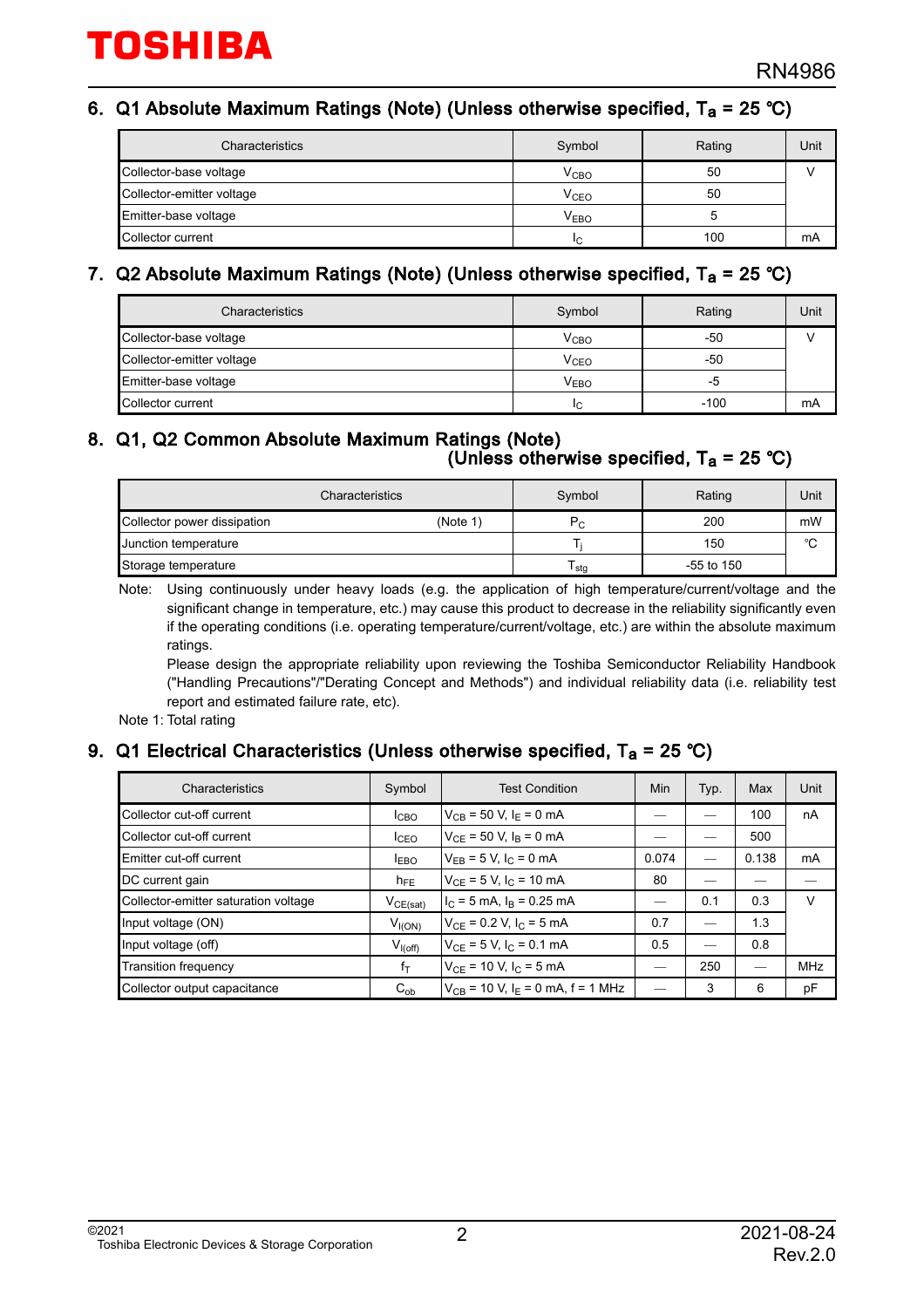## 6. Q1 Absolute Maximum Ratings (Note) (Unless otherwise specified, $T_a$ = 25 ℃)

| Characteristics | Symbol | Rating | Unit |
|---|---|---|---|
| Collector-base voltage | $V_{CBO}$ | 50 | V |
| Collector-emitter voltage | $V_{CEO}$ | 50 | |
| Emitter-base voltage | $V_{EBO}$ | 5 | |
| Collector current | $I_C$ | 100 | mA |

## 7. Q2 Absolute Maximum Ratings (Note) (Unless otherwise specified, $T_a$ = 25 ℃)

| Characteristics | Symbol | Rating | Unit |
|---|---|---|---|
| Collector-base voltage | $V_{CBO}$ | -50 | V |
| Collector-emitter voltage | $V_{CEO}$ | -50 | |
| Emitter-base voltage | $V_{EBO}$ | -5 | |
| Collector current | $I_C$ | -100 | mA |

## 8. Q1, Q2 Common Absolute Maximum Ratings (Note) (Unless otherwise specified, $T_a$ = 25 ℃)

| Characteristics | Symbol | Rating | Unit |
|---|---|---|---|
| Collector power dissipation (Note 1) | $P_C$ | 200 | mW |
| Junction temperature | $T_j$ | 150 | ℃ |
| Storage temperature | $T_{stg}$ | -55 to 150 | |

Note: Using continuously under heavy loads (e.g. the application of high temperature/current/voltage and the significant change in temperature, etc.) may cause this product to decrease in the reliability significantly even if the operating conditions (i.e. operating temperature/current/voltage, etc.) are within the absolute maximum ratings.
Please design the appropriate reliability upon reviewing the Toshiba Semiconductor Reliability Handbook ("Handling Precautions"/"Derating Concept and Methods") and individual reliability data (i.e. reliability test report and estimated failure rate, etc).

Note 1: Total rating

## 9. Q1 Electrical Characteristics (Unless otherwise specified, $T_a$ = 25 ℃)

| Characteristics | Symbol | Test Condition | Min | Typ. | Max | Unit |
|---|---|---|---|---|---|---|
| Collector cut-off current | $I_{CBO}$ | $V_{CB}$ = 50 V, $I_E$ = 0 mA | — | — | 100 | nA |
| Collector cut-off current | $I_{CEO}$ | $V_{CE}$ = 50 V, $I_B$ = 0 mA | — | — | 500 | |
| Emitter cut-off current | $I_{EBO}$ | $V_{EB}$ = 5 V, $I_C$ = 0 mA | 0.074 | — | 0.138 | mA |
| DC current gain | $h_{FE}$ | $V_{CE}$ = 5 V, $I_C$ = 10 mA | 80 | — | — | — |
| Collector-emitter saturation voltage | $V_{CE(sat)}$ | $I_C$ = 5 mA, $I_B$ = 0.25 mA | — | 0.1 | 0.3 | V |
| Input voltage (ON) | $V_{I(ON)}$ | $V_{CE}$ = 0.2 V, $I_C$ = 5 mA | 0.7 | — | 1.3 | |
| Input voltage (off) | $V_{I(off)}$ | $V_{CE}$ = 5 V, $I_C$ = 0.1 mA | 0.5 | — | 0.8 | |
| Transition frequency | $f_T$ | $V_{CE}$ = 10 V, $I_C$ = 5 mA | — | 250 | — | MHz |
| Collector output capacitance | $C_{ob}$ | $V_{CB}$ = 10 V, $I_E$ = 0 mA, f = 1 MHz | — | 3 | 6 | pF |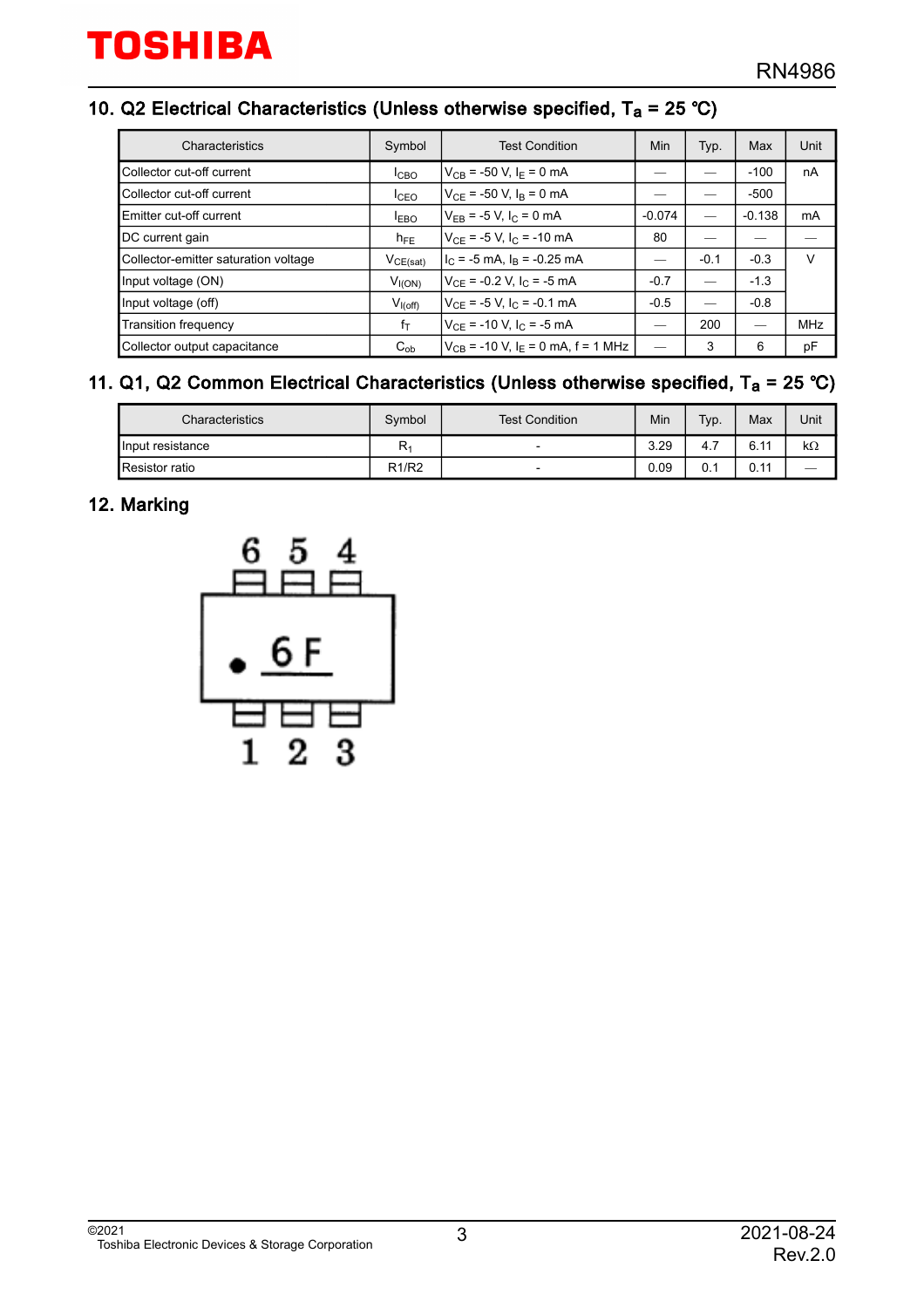## 10. Q2 Electrical Characteristics (Unless otherwise specified, $T_a$ = 25 °C)

| Characteristics | Symbol | Test Condition | Min | Typ. | Max | Unit |
|---|---|---|---|---|---|---|
| Collector cut-off current | $I_{CBO}$ | $V_{CB}$ = -50 V, $I_E$ = 0 mA | — | — | -100 | nA |
| Collector cut-off current | $I_{CEO}$ | $V_{CE}$ = -50 V, $I_B$ = 0 mA | — | — | -500 | |
| Emitter cut-off current | $I_{EBO}$ | $V_{EB}$ = -5 V, $I_C$ = 0 mA | -0.074 | — | -0.138 | mA |
| DC current gain | $h_{FE}$ | $V_{CE}$ = -5 V, $I_C$ = -10 mA | 80 | — | — | — |
| Collector-emitter saturation voltage | $V_{CE(sat)}$ | $I_C$ = -5 mA, $I_B$ = -0.25 mA | — | -0.1 | -0.3 | V |
| Input voltage (ON) | $V_{I(ON)}$ | $V_{CE}$ = -0.2 V, $I_C$ = -5 mA | -0.7 | — | -1.3 | |
| Input voltage (off) | $V_{I(off)}$ | $V_{CE}$ = -5 V, $I_C$ = -0.1 mA | -0.5 | — | -0.8 | |
| Transition frequency | $f_T$ | $V_{CE}$ = -10 V, $I_C$ = -5 mA | — | 200 | — | MHz |
| Collector output capacitance | $C_{ob}$ | $V_{CB}$ = -10 V, $I_E$ = 0 mA, f = 1 MHz | — | 3 | 6 | pF |

## 11. Q1, Q2 Common Electrical Characteristics (Unless otherwise specified, $T_a$ = 25 °C)

| Characteristics | Symbol | Test Condition | Min | Typ. | Max | Unit |
|---|---|---|---|---|---|---|
| Input resistance | $R_1$ | - | 3.29 | 4.7 | 6.11 | kΩ |
| Resistor ratio | R1/R2 | - | 0.09 | 0.1 | 0.11 | — |

## 12. Marking

6 5 4

6F

1 2 3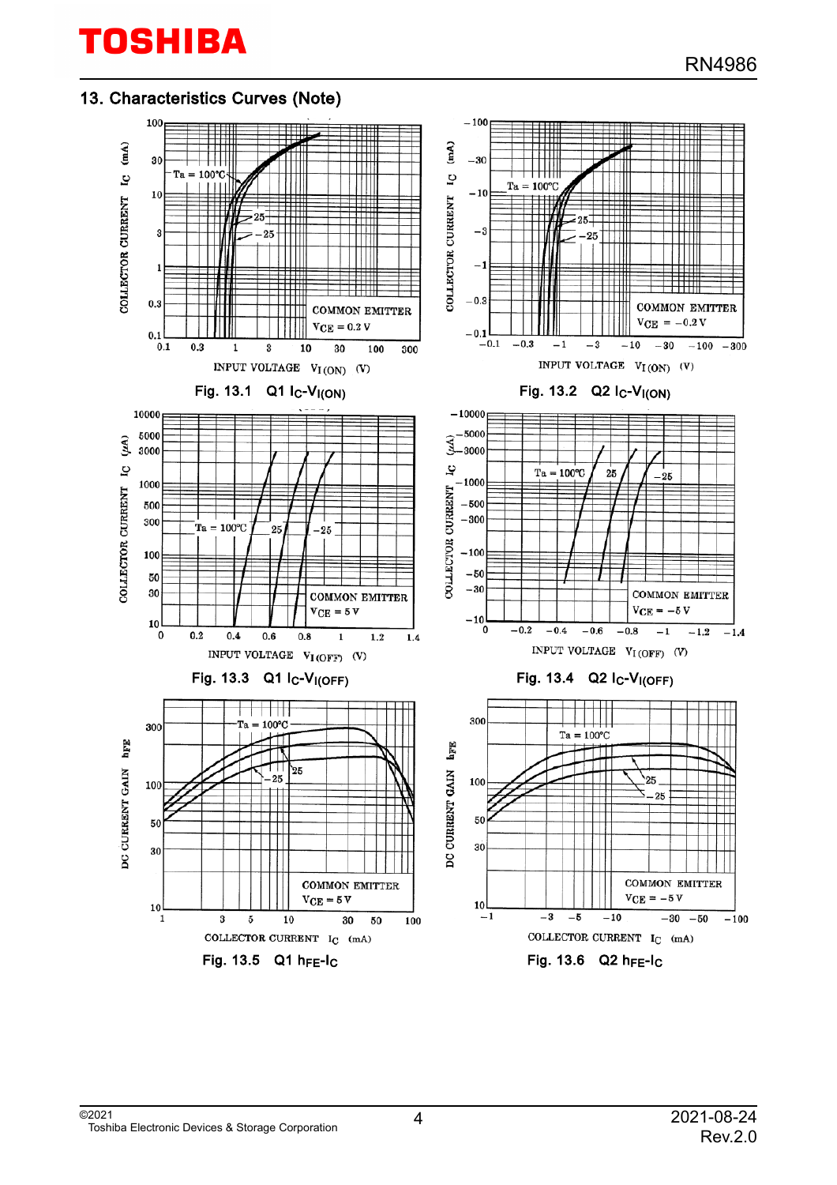## 13. Characteristics Curves (Note)

Fig. 13.1 Q1 $I_C$-$V_{I(ON)}$

Fig. 13.2 Q2 $I_C$-$V_{I(ON)}$

Fig. 13.3 Q1 $I_C$-$V_{I(OFF)}$

Fig. 13.4 Q2 $I_C$-$V_{I(OFF)}$

Fig. 13.5 Q1 $h_{FE}$-$I_C$

Fig. 13.6 Q2 $h_{FE}$-$I_C$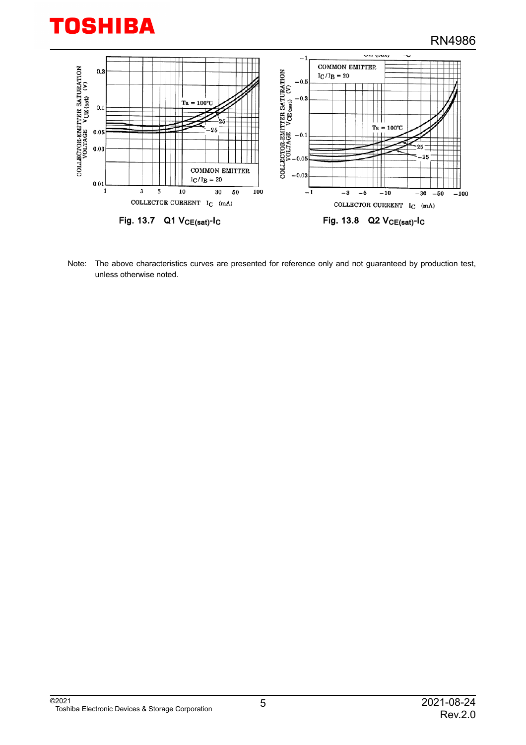Fig. 13.7 Q1 $V_{CE(sat)}$-$I_C$

Fig. 13.8 Q2 $V_{CE(sat)}$-$I_C$

Note: The above characteristics curves are presented for reference only and not guaranteed by production test, unless otherwise noted.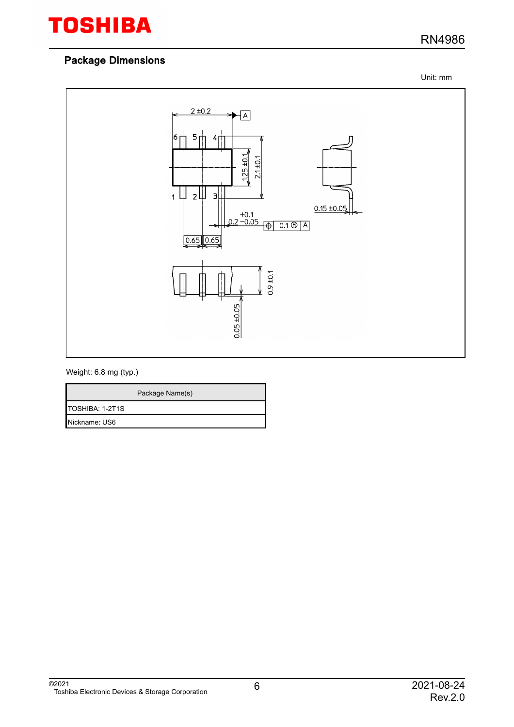## Package Dimensions

Unit: mm

Weight: 6.8 mg (typ.)

| Package Name(s) |
| --- |
| TOSHIBA: 1-2T1S |
| Nickname: US6 |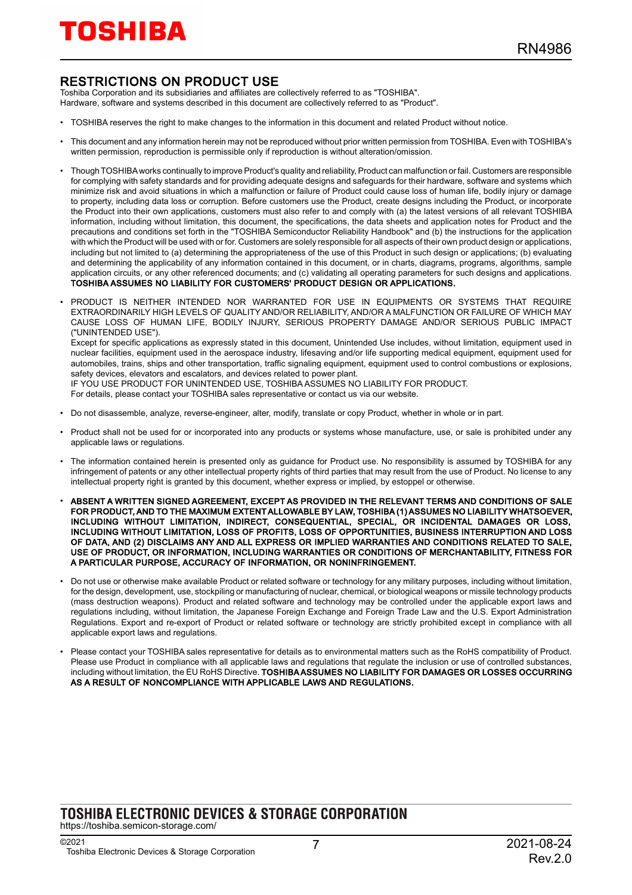## RESTRICTIONS ON PRODUCT USE

Toshiba Corporation and its subsidiaries and affiliates are collectively referred to as "TOSHIBA".
Hardware, software and systems described in this document are collectively referred to as "Product".

- TOSHIBA reserves the right to make changes to the information in this document and related Product without notice.
- This document and any information herein may not be reproduced without prior written permission from TOSHIBA. Even with TOSHIBA's written permission, reproduction is permissible only if reproduction is without alteration/omission.
- Though TOSHIBA works continually to improve Product's quality and reliability, Product can malfunction or fail. Customers are responsible for complying with safety standards and for providing adequate designs and safeguards for their hardware, software and systems which minimize risk and avoid situations in which a malfunction or failure of Product could cause loss of human life, bodily injury or damage to property, including data loss or corruption. Before customers use the Product, create designs including the Product, or incorporate the Product into their own applications, customers must also refer to and comply with (a) the latest versions of all relevant TOSHIBA information, including without limitation, this document, the specifications, the data sheets and application notes for Product and the precautions and conditions set forth in the "TOSHIBA Semiconductor Reliability Handbook" and (b) the instructions for the application with which the Product will be used with or for. Customers are solely responsible for all aspects of their own product design or applications, including but not limited to (a) determining the appropriateness of the use of this Product in such design or applications; (b) evaluating and determining the applicability of any information contained in this document, or in charts, diagrams, programs, algorithms, sample application circuits, or any other referenced documents; and (c) validating all operating parameters for such designs and applications. **TOSHIBA ASSUMES NO LIABILITY FOR CUSTOMERS' PRODUCT DESIGN OR APPLICATIONS.**
- PRODUCT IS NEITHER INTENDED NOR WARRANTED FOR USE IN EQUIPMENTS OR SYSTEMS THAT REQUIRE EXTRAORDINARILY HIGH LEVELS OF QUALITY AND/OR RELIABILITY, AND/OR A MALFUNCTION OR FAILURE OF WHICH MAY CAUSE LOSS OF HUMAN LIFE, BODILY INJURY, SERIOUS PROPERTY DAMAGE AND/OR SERIOUS PUBLIC IMPACT ("UNINTENDED USE").
  Except for specific applications as expressly stated in this document, Unintended Use includes, without limitation, equipment used in nuclear facilities, equipment used in the aerospace industry, lifesaving and/or life supporting medical equipment, equipment used for automobiles, trains, ships and other transportation, traffic signaling equipment, equipment used to control combustions or explosions, safety devices, elevators and escalators, and devices related to power plant.
  IF YOU USE PRODUCT FOR UNINTENDED USE, TOSHIBA ASSUMES NO LIABILITY FOR PRODUCT.
  For details, please contact your TOSHIBA sales representative or contact us via our website.
- Do not disassemble, analyze, reverse-engineer, alter, modify, translate or copy Product, whether in whole or in part.
- Product shall not be used for or incorporated into any products or systems whose manufacture, use, or sale is prohibited under any applicable laws or regulations.
- The information contained herein is presented only as guidance for Product use. No responsibility is assumed by TOSHIBA for any infringement of patents or any other intellectual property rights of third parties that may result from the use of Product. No license to any intellectual property right is granted by this document, whether express or implied, by estoppel or otherwise.
- **ABSENT A WRITTEN SIGNED AGREEMENT, EXCEPT AS PROVIDED IN THE RELEVANT TERMS AND CONDITIONS OF SALE FOR PRODUCT, AND TO THE MAXIMUM EXTENT ALLOWABLE BY LAW, TOSHIBA (1) ASSUMES NO LIABILITY WHATSOEVER, INCLUDING WITHOUT LIMITATION, INDIRECT, CONSEQUENTIAL, SPECIAL, OR INCIDENTAL DAMAGES OR LOSS, INCLUDING WITHOUT LIMITATION, LOSS OF PROFITS, LOSS OF OPPORTUNITIES, BUSINESS INTERRUPTION AND LOSS OF DATA, AND (2) DISCLAIMS ANY AND ALL EXPRESS OR IMPLIED WARRANTIES AND CONDITIONS RELATED TO SALE, USE OF PRODUCT, OR INFORMATION, INCLUDING WARRANTIES OR CONDITIONS OF MERCHANTABILITY, FITNESS FOR A PARTICULAR PURPOSE, ACCURACY OF INFORMATION, OR NONINFRINGEMENT.**
- Do not use or otherwise make available Product or related software or technology for any military purposes, including without limitation, for the design, development, use, stockpiling or manufacturing of nuclear, chemical, or biological weapons or missile technology products (mass destruction weapons). Product and related software and technology may be controlled under the applicable export laws and regulations including, without limitation, the Japanese Foreign Exchange and Foreign Trade Law and the U.S. Export Administration Regulations. Export and re-export of Product or related software or technology are strictly prohibited except in compliance with all applicable export laws and regulations.
- Please contact your TOSHIBA sales representative for details as to environmental matters such as the RoHS compatibility of Product. Please use Product in compliance with all applicable laws and regulations that regulate the inclusion or use of controlled substances, including without limitation, the EU RoHS Directive. **TOSHIBA ASSUMES NO LIABILITY FOR DAMAGES OR LOSSES OCCURRING AS A RESULT OF NONCOMPLIANCE WITH APPLICABLE LAWS AND REGULATIONS.**

**TOSHIBA ELECTRONIC DEVICES & STORAGE CORPORATION**
https://toshiba.semicon-storage.com/